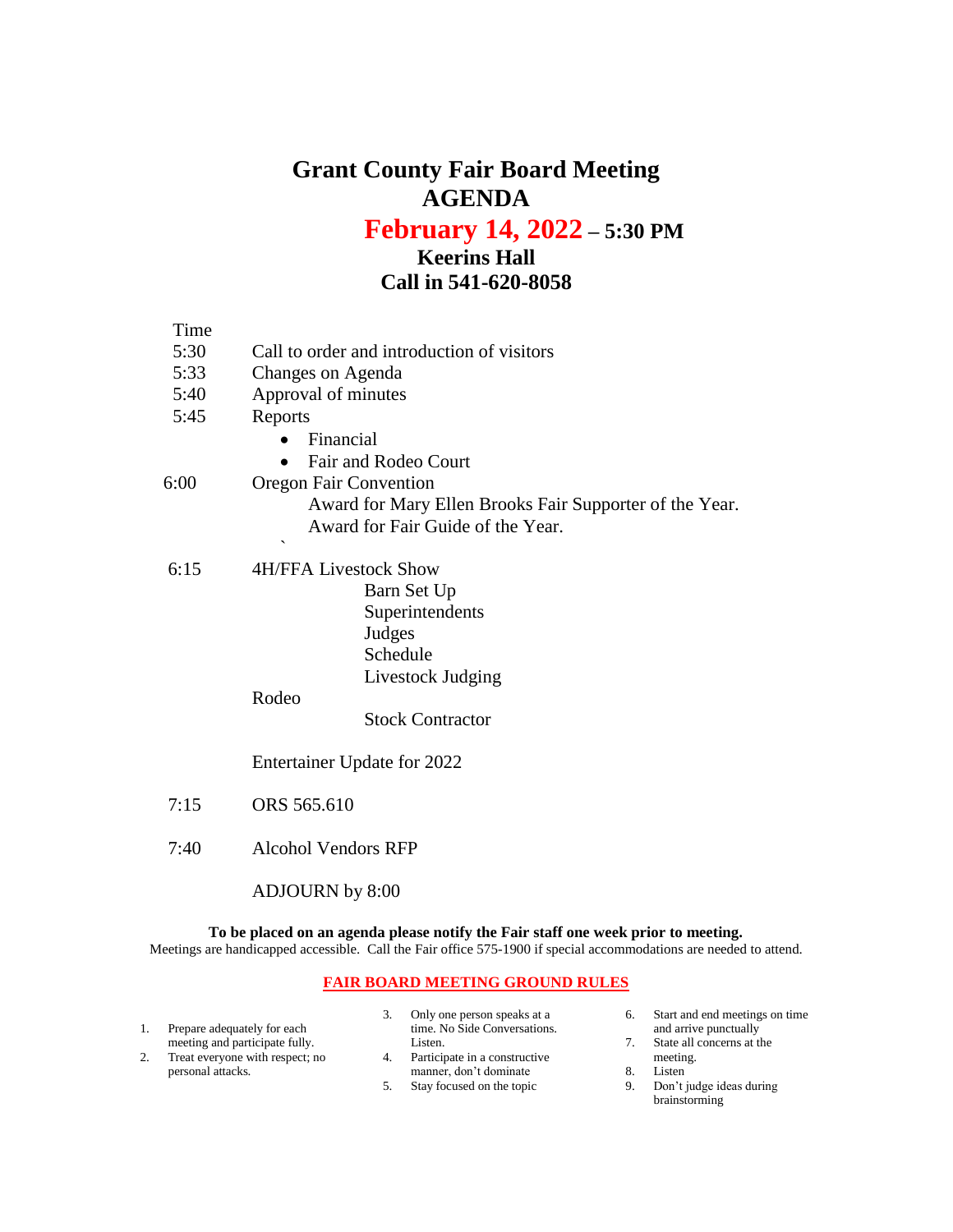# Grant County Fair Board Meeting
# AGENDA
## February 14, 2022 – 5:30 PM
### Keerins Hall
### Call in 541-620-8058

| Time | |
|---|---|
| 5:30 | Call to order and introduction of visitors |
| 5:33 | Changes on Agenda |
| 5:40 | Approval of minutes |
| 5:45 | Reports<br>• Financial<br>• Fair and Rodeo Court |
| 6:00 | Oregon Fair Convention<br>Award for Mary Ellen Brooks Fair Supporter of the Year.<br>Award for Fair Guide of the Year.<br>` |
| 6:15 | 4H/FFA Livestock Show<br>Barn Set Up<br>Superintendents<br>Judges<br>Schedule<br>Livestock Judging<br>Rodeo<br>Stock Contractor<br><br>Entertainer Update for 2022 |
| 7:15 | ORS 565.610 |
| 7:40 | Alcohol Vendors RFP |
| | ADJOURN by 8:00 |

**To be placed on an agenda please notify the Fair staff one week prior to meeting.**

Meetings are handicapped accessible. Call the Fair office 575-1900 if special accommodations are needed to attend.

**FAIR BOARD MEETING GROUND RULES**

1. Prepare adequately for each meeting and participate fully.
2. Treat everyone with respect; no personal attacks.
3. Only one person speaks at a time. No Side Conversations. Listen.
4. Participate in a constructive manner, don't dominate
5. Stay focused on the topic
6. Start and end meetings on time and arrive punctually
7. State all concerns at the meeting.
8. Listen
9. Don't judge ideas during brainstorming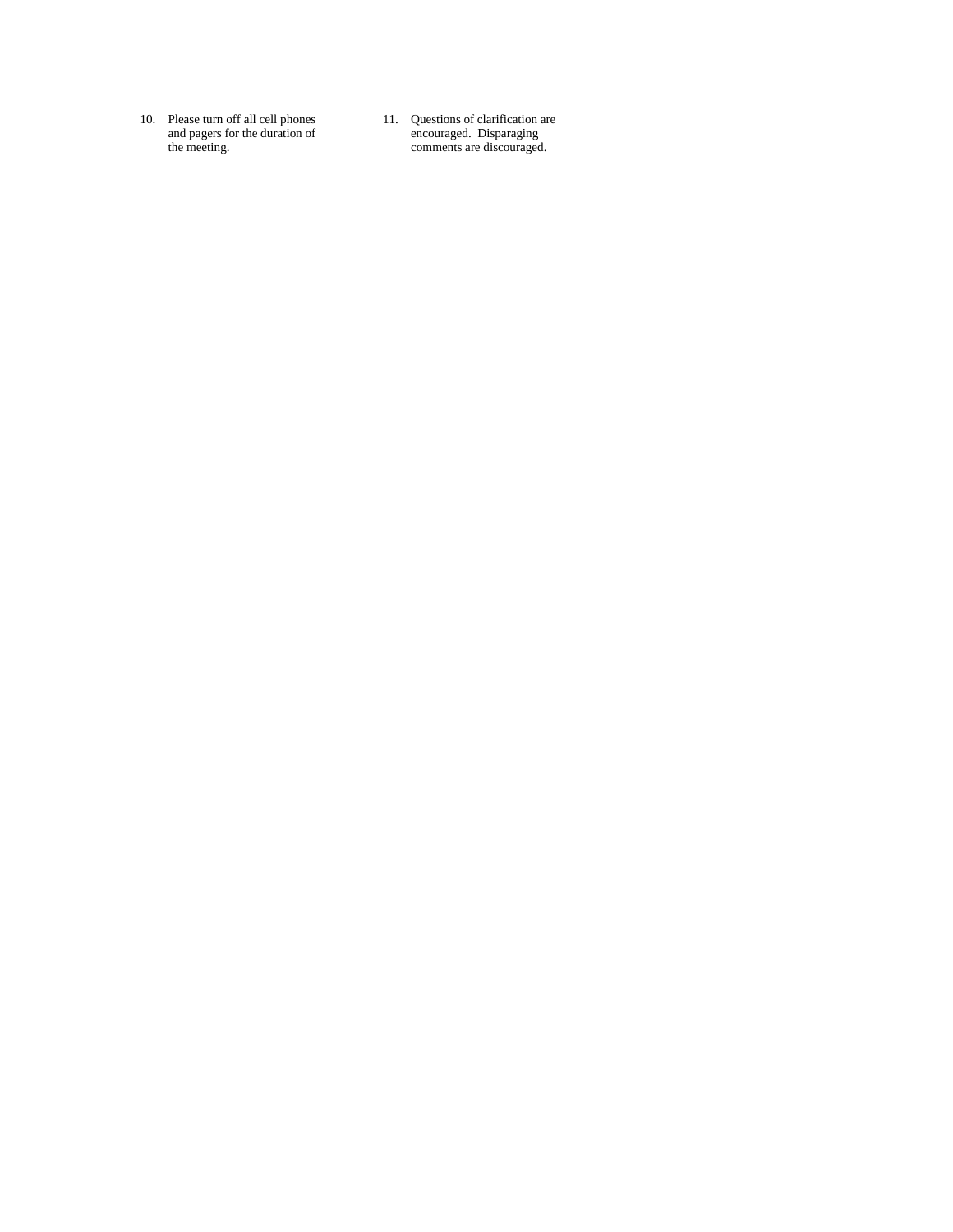10. Please turn off all cell phones and pagers for the duration of the meeting.

11. Questions of clarification are encouraged. Disparaging comments are discouraged.